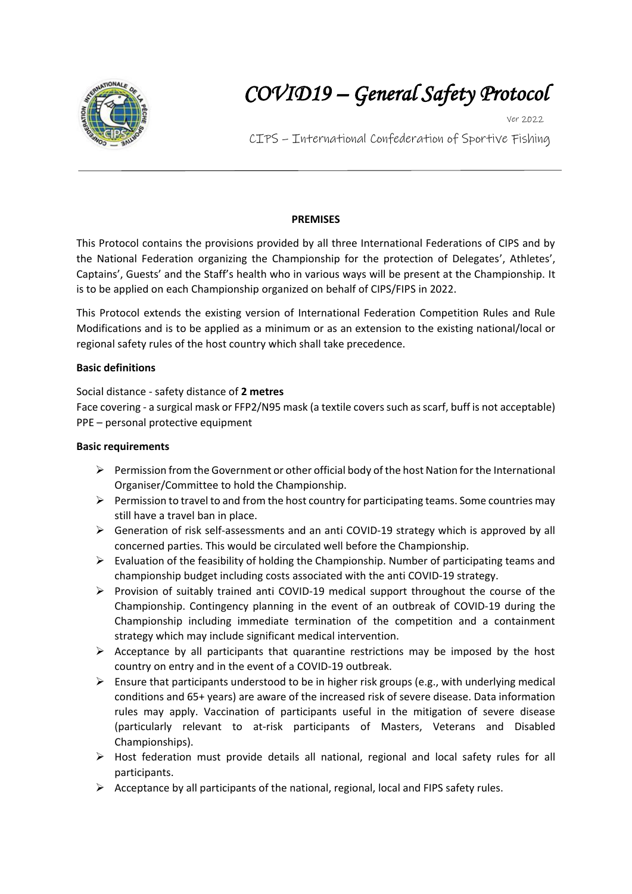# *COVID19 – General Safety Protocol*

Ver 2022

CIPS – International Confederation of Sportive Fishing

---

**PREMISES**

This Protocol contains the provisions provided by all three International Federations of CIPS and by the National Federation organizing the Championship for the protection of Delegates', Athletes', Captains', Guests' and the Staff's health who in various ways will be present at the Championship. It is to be applied on each Championship organized on behalf of CIPS/FIPS in 2022.

This Protocol extends the existing version of International Federation Competition Rules and Rule Modifications and is to be applied as a minimum or as an extension to the existing national/local or regional safety rules of the host country which shall take precedence.

**Basic definitions**

Social distance - safety distance of **2 metres**
Face covering - a surgical mask or FFP2/N95 mask (a textile covers such as scarf, buff is not acceptable)
PPE – personal protective equipment

**Basic requirements**

- Permission from the Government or other official body of the host Nation for the International Organiser/Committee to hold the Championship.
- Permission to travel to and from the host country for participating teams. Some countries may still have a travel ban in place.
- Generation of risk self-assessments and an anti COVID-19 strategy which is approved by all concerned parties. This would be circulated well before the Championship.
- Evaluation of the feasibility of holding the Championship. Number of participating teams and championship budget including costs associated with the anti COVID-19 strategy.
- Provision of suitably trained anti COVID-19 medical support throughout the course of the Championship. Contingency planning in the event of an outbreak of COVID-19 during the Championship including immediate termination of the competition and a containment strategy which may include significant medical intervention.
- Acceptance by all participants that quarantine restrictions may be imposed by the host country on entry and in the event of a COVID-19 outbreak.
- Ensure that participants understood to be in higher risk groups (e.g., with underlying medical conditions and 65+ years) are aware of the increased risk of severe disease. Data information rules may apply. Vaccination of participants useful in the mitigation of severe disease (particularly relevant to at-risk participants of Masters, Veterans and Disabled Championships).
- Host federation must provide details all national, regional and local safety rules for all participants.
- Acceptance by all participants of the national, regional, local and FIPS safety rules.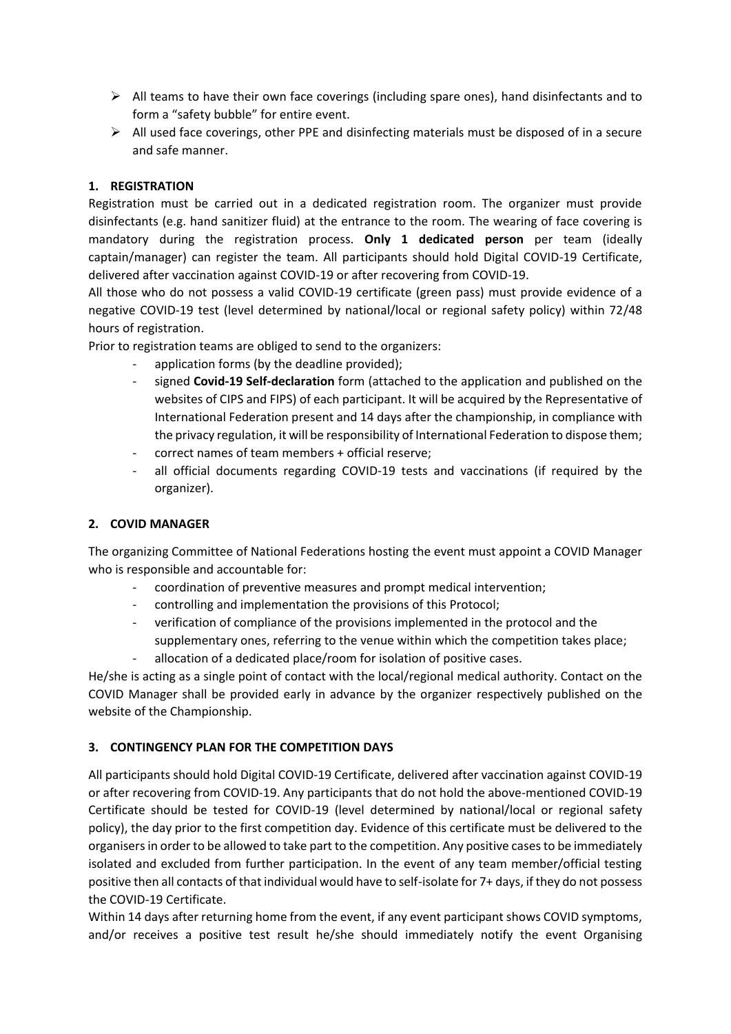- All teams to have their own face coverings (including spare ones), hand disinfectants and to form a "safety bubble" for entire event.
- All used face coverings, other PPE and disinfecting materials must be disposed of in a secure and safe manner.

## 1. REGISTRATION

Registration must be carried out in a dedicated registration room. The organizer must provide disinfectants (e.g. hand sanitizer fluid) at the entrance to the room. The wearing of face covering is mandatory during the registration process. **Only 1 dedicated person** per team (ideally captain/manager) can register the team. All participants should hold Digital COVID-19 Certificate, delivered after vaccination against COVID-19 or after recovering from COVID-19.

All those who do not possess a valid COVID-19 certificate (green pass) must provide evidence of a negative COVID-19 test (level determined by national/local or regional safety policy) within 72/48 hours of registration.

Prior to registration teams are obliged to send to the organizers:

- application forms (by the deadline provided);
- signed **Covid-19 Self-declaration** form (attached to the application and published on the websites of CIPS and FIPS) of each participant. It will be acquired by the Representative of International Federation present and 14 days after the championship, in compliance with the privacy regulation, it will be responsibility of International Federation to dispose them;
- correct names of team members + official reserve;
- all official documents regarding COVID-19 tests and vaccinations (if required by the organizer).

## 2. COVID MANAGER

The organizing Committee of National Federations hosting the event must appoint a COVID Manager who is responsible and accountable for:

- coordination of preventive measures and prompt medical intervention;
- controlling and implementation the provisions of this Protocol;
- verification of compliance of the provisions implemented in the protocol and the supplementary ones, referring to the venue within which the competition takes place;
- allocation of a dedicated place/room for isolation of positive cases.

He/she is acting as a single point of contact with the local/regional medical authority. Contact on the COVID Manager shall be provided early in advance by the organizer respectively published on the website of the Championship.

## 3. CONTINGENCY PLAN FOR THE COMPETITION DAYS

All participants should hold Digital COVID-19 Certificate, delivered after vaccination against COVID-19 or after recovering from COVID-19. Any participants that do not hold the above-mentioned COVID-19 Certificate should be tested for COVID-19 (level determined by national/local or regional safety policy), the day prior to the first competition day. Evidence of this certificate must be delivered to the organisers in order to be allowed to take part to the competition. Any positive cases to be immediately isolated and excluded from further participation. In the event of any team member/official testing positive then all contacts of that individual would have to self-isolate for 7+ days, if they do not possess the COVID-19 Certificate.

Within 14 days after returning home from the event, if any event participant shows COVID symptoms, and/or receives a positive test result he/she should immediately notify the event Organising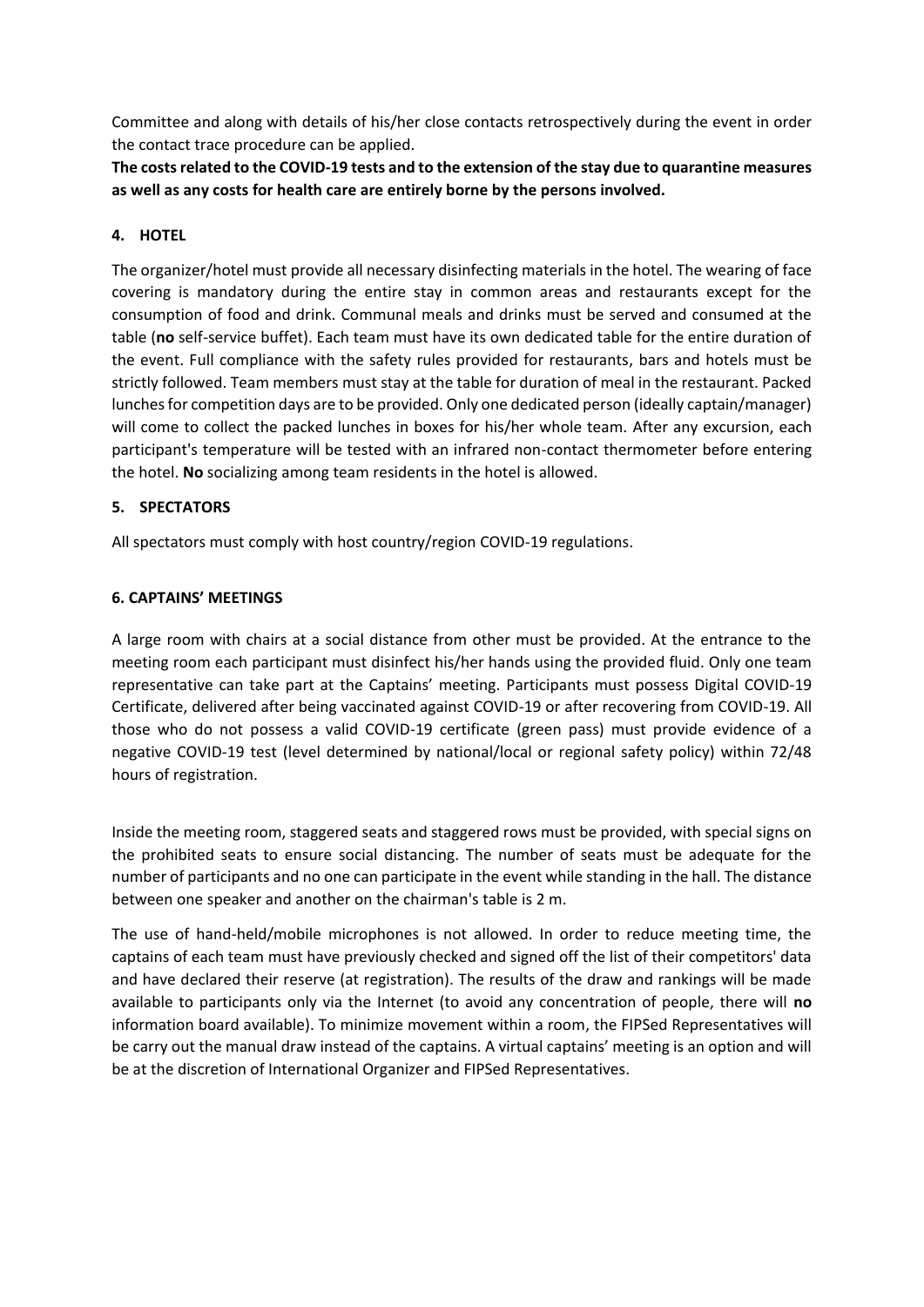Committee and along with details of his/her close contacts retrospectively during the event in order the contact trace procedure can be applied.

**The costs related to the COVID-19 tests and to the extension of the stay due to quarantine measures as well as any costs for health care are entirely borne by the persons involved.**

## 4. HOTEL

The organizer/hotel must provide all necessary disinfecting materials in the hotel. The wearing of face covering is mandatory during the entire stay in common areas and restaurants except for the consumption of food and drink. Communal meals and drinks must be served and consumed at the table (**no** self-service buffet). Each team must have its own dedicated table for the entire duration of the event. Full compliance with the safety rules provided for restaurants, bars and hotels must be strictly followed. Team members must stay at the table for duration of meal in the restaurant. Packed lunches for competition days are to be provided. Only one dedicated person (ideally captain/manager) will come to collect the packed lunches in boxes for his/her whole team. After any excursion, each participant's temperature will be tested with an infrared non-contact thermometer before entering the hotel. **No** socializing among team residents in the hotel is allowed.

## 5. SPECTATORS

All spectators must comply with host country/region COVID-19 regulations.

## 6. CAPTAINS' MEETINGS

A large room with chairs at a social distance from other must be provided. At the entrance to the meeting room each participant must disinfect his/her hands using the provided fluid. Only one team representative can take part at the Captains' meeting. Participants must possess Digital COVID-19 Certificate, delivered after being vaccinated against COVID-19 or after recovering from COVID-19. All those who do not possess a valid COVID-19 certificate (green pass) must provide evidence of a negative COVID-19 test (level determined by national/local or regional safety policy) within 72/48 hours of registration.

Inside the meeting room, staggered seats and staggered rows must be provided, with special signs on the prohibited seats to ensure social distancing. The number of seats must be adequate for the number of participants and no one can participate in the event while standing in the hall. The distance between one speaker and another on the chairman's table is 2 m.

The use of hand-held/mobile microphones is not allowed. In order to reduce meeting time, the captains of each team must have previously checked and signed off the list of their competitors' data and have declared their reserve (at registration). The results of the draw and rankings will be made available to participants only via the Internet (to avoid any concentration of people, there will **no** information board available). To minimize movement within a room, the FIPSed Representatives will be carry out the manual draw instead of the captains. A virtual captains' meeting is an option and will be at the discretion of International Organizer and FIPSed Representatives.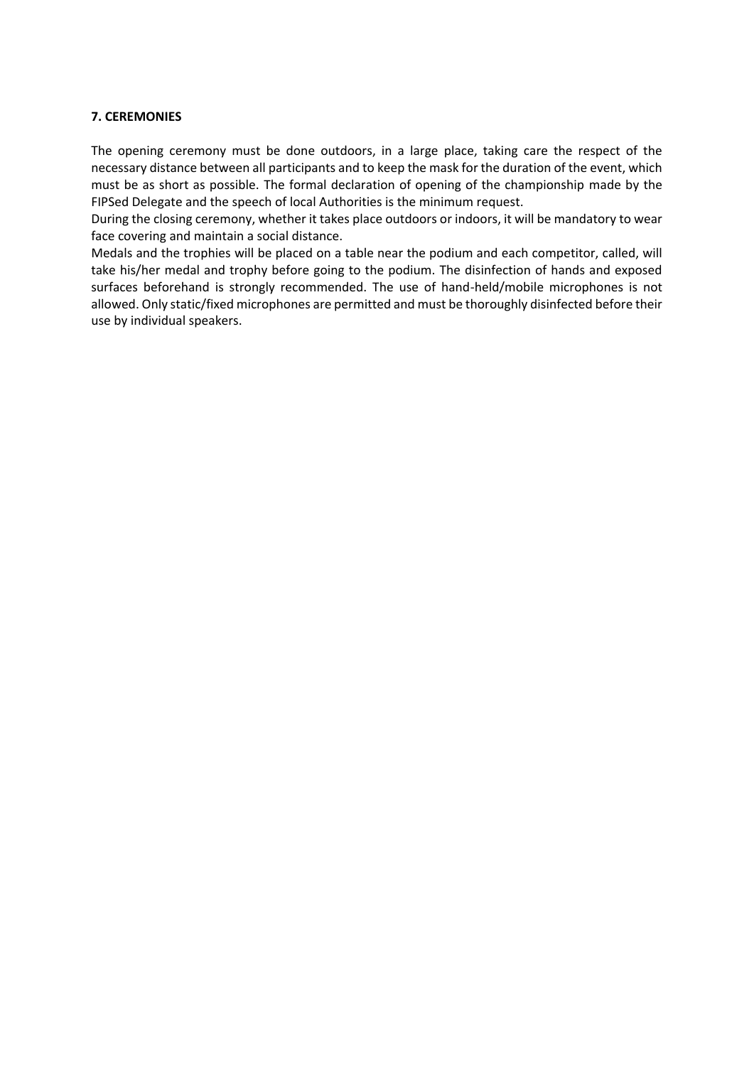**7. CEREMONIES**

The opening ceremony must be done outdoors, in a large place, taking care the respect of the necessary distance between all participants and to keep the mask for the duration of the event, which must be as short as possible. The formal declaration of opening of the championship made by the FIPSed Delegate and the speech of local Authorities is the minimum request.
During the closing ceremony, whether it takes place outdoors or indoors, it will be mandatory to wear face covering and maintain a social distance.
Medals and the trophies will be placed on a table near the podium and each competitor, called, will take his/her medal and trophy before going to the podium. The disinfection of hands and exposed surfaces beforehand is strongly recommended. The use of hand-held/mobile microphones is not allowed. Only static/fixed microphones are permitted and must be thoroughly disinfected before their use by individual speakers.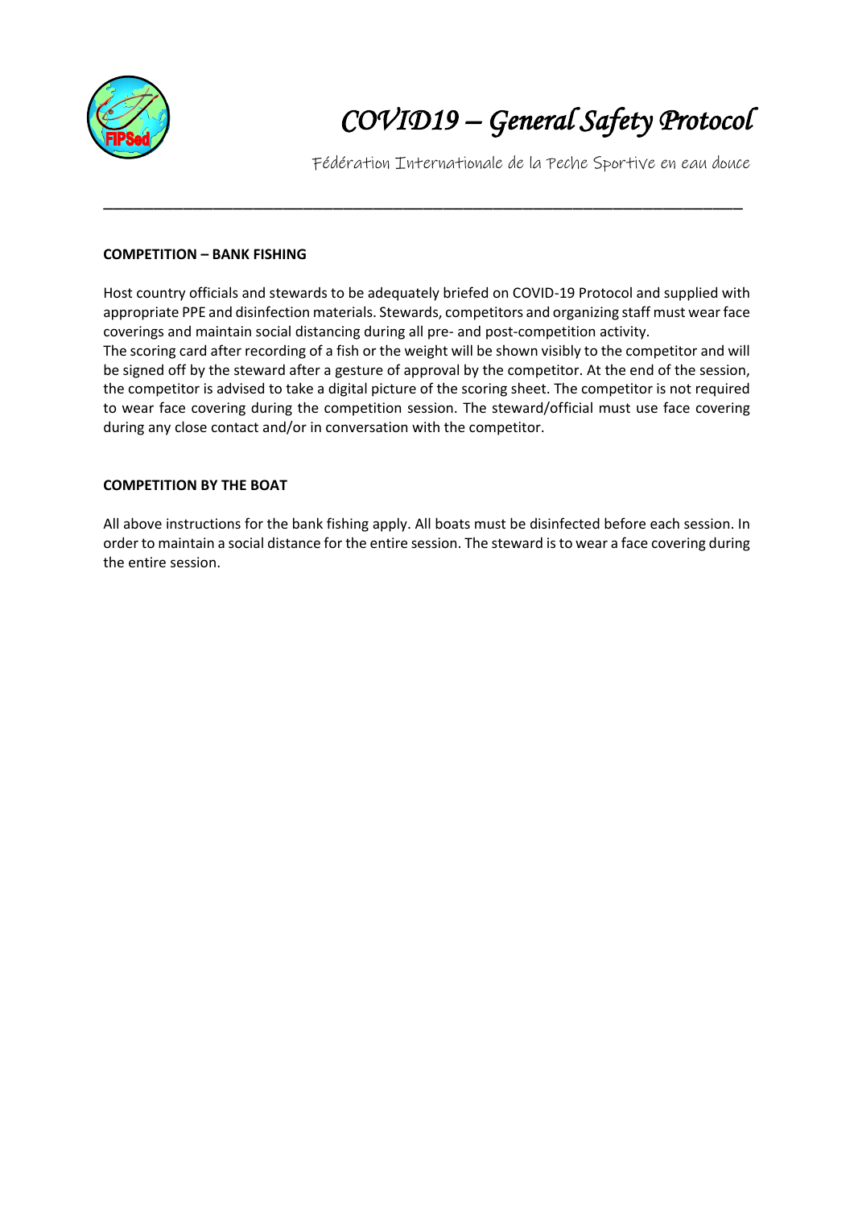**COMPETITION – BANK FISHING**

Host country officials and stewards to be adequately briefed on COVID-19 Protocol and supplied with appropriate PPE and disinfection materials. Stewards, competitors and organizing staff must wear face coverings and maintain social distancing during all pre- and post-competition activity.
The scoring card after recording of a fish or the weight will be shown visibly to the competitor and will be signed off by the steward after a gesture of approval by the competitor. At the end of the session, the competitor is advised to take a digital picture of the scoring sheet. The competitor is not required to wear face covering during the competition session. The steward/official must use face covering during any close contact and/or in conversation with the competitor.

**COMPETITION BY THE BOAT**

All above instructions for the bank fishing apply. All boats must be disinfected before each session. In order to maintain a social distance for the entire session. The steward is to wear a face covering during the entire session.